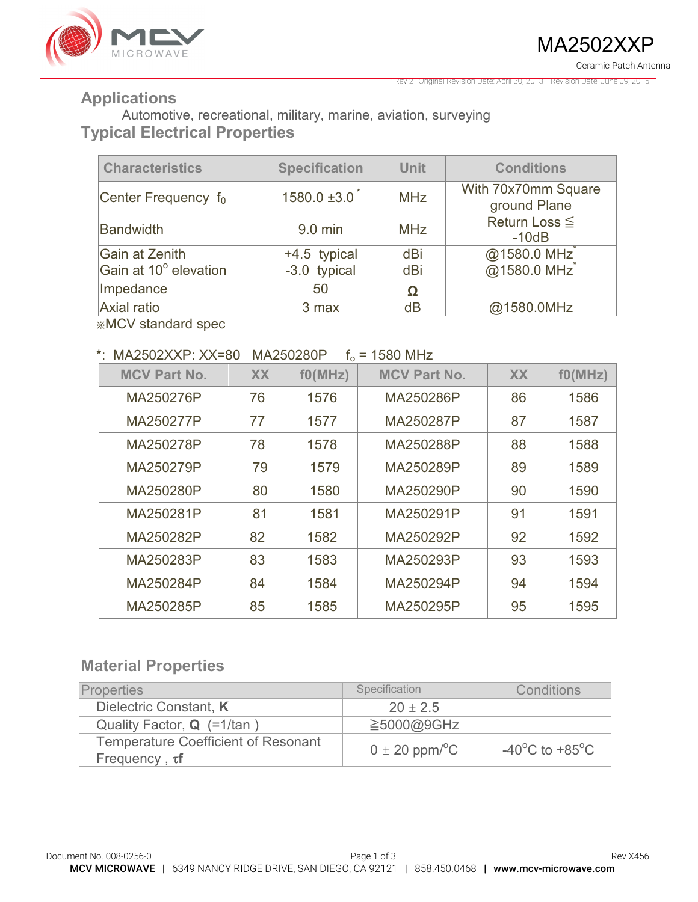# MA2502XXP

Ceramic Patch Antenna

Rev 2–Original Revision Date: April 30, 2013 –Revision Date: June 09, 2015

## Applications

Automotive, recreational, military, marine, aviation, surveying

## Typical Electrical Properties

| Characteristics | Specification | Unit | Conditions |
|---|---|---|---|
| Center Frequency $f_0$ | 1580.0 ±3.0 * | MHz | With 70x70mm Square ground Plane |
| Bandwidth | 9.0 min | MHz | Return Loss ≦ -10dB |
| Gain at Zenith | +4.5 typical | dBi | @1580.0 MHz* |
| Gain at 10° elevation | -3.0 typical | dBi | @1580.0 MHz* |
| Impedance | 50 | Ω | |
| Axial ratio | 3 max | dB | @1580.0MHz |

※MCV standard spec

*: MA2502XXP: XX=80 MA250280P $f_o$ = 1580 MHz

| MCV Part No. | XX | f0(MHz) | MCV Part No. | XX | f0(MHz) |
|---|---|---|---|---|---|
| MA250276P | 76 | 1576 | MA250286P | 86 | 1586 |
| MA250277P | 77 | 1577 | MA250287P | 87 | 1587 |
| MA250278P | 78 | 1578 | MA250288P | 88 | 1588 |
| MA250279P | 79 | 1579 | MA250289P | 89 | 1589 |
| MA250280P | 80 | 1580 | MA250290P | 90 | 1590 |
| MA250281P | 81 | 1581 | MA250291P | 91 | 1591 |
| MA250282P | 82 | 1582 | MA250292P | 92 | 1592 |
| MA250283P | 83 | 1583 | MA250293P | 93 | 1593 |
| MA250284P | 84 | 1584 | MA250294P | 94 | 1594 |
| MA250285P | 85 | 1585 | MA250295P | 95 | 1595 |

## Material Properties

| Properties | Specification | Conditions |
|---|---|---|
| Dielectric Constant, **K** | 20 ± 2.5 | |
| Quality Factor, **Q** (=1/tan ) | ≧5000@9GHz | |
| Temperature Coefficient of Resonant Frequency , $\tau f$ | 0 ± 20 ppm/°C | -40°C to +85°C |

Document No. 008-0256-0 Rev X456

**MCV MICROWAVE** | 6349 NANCY RIDGE DRIVE, SAN DIEGO, CA 92121 | 858.450.0468 | **www.mcv-microwave.com**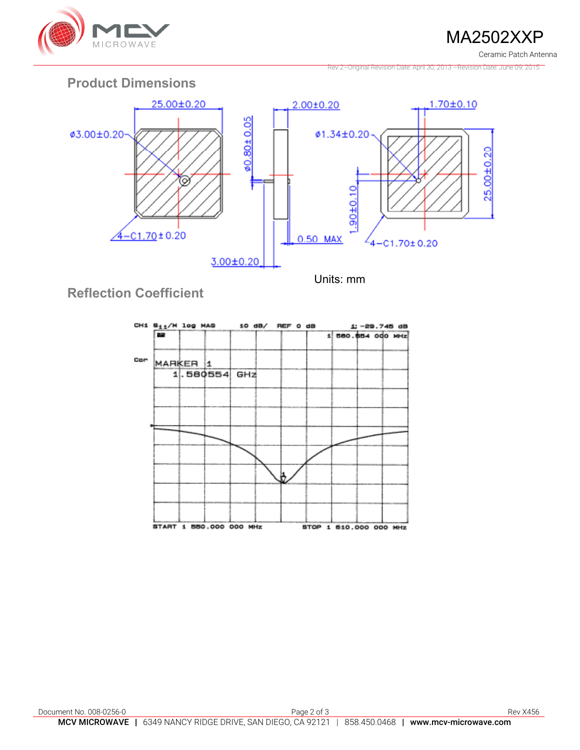## Product Dimensions

25.00±0.20

ø3.00±0.20

4–C1.70±0.20

ø0.80±0.05

2.00±0.20

3.00±0.20

0.50 MAX

ø1.34±0.20

1.70±0.10

1.90±0.10

25.00±0.20

4–C1.70±0.20

Units: mm

## Reflection Coefficient

CH1 $S_{11}$/M log MAG 10 dB/ REF 0 dB 1: −29.745 dB

1 580.554 000 MHz

Cor

MARKER 1

1.580554 GHz

START 1 550.000 000 MHz STOP 1 610.000 000 MHz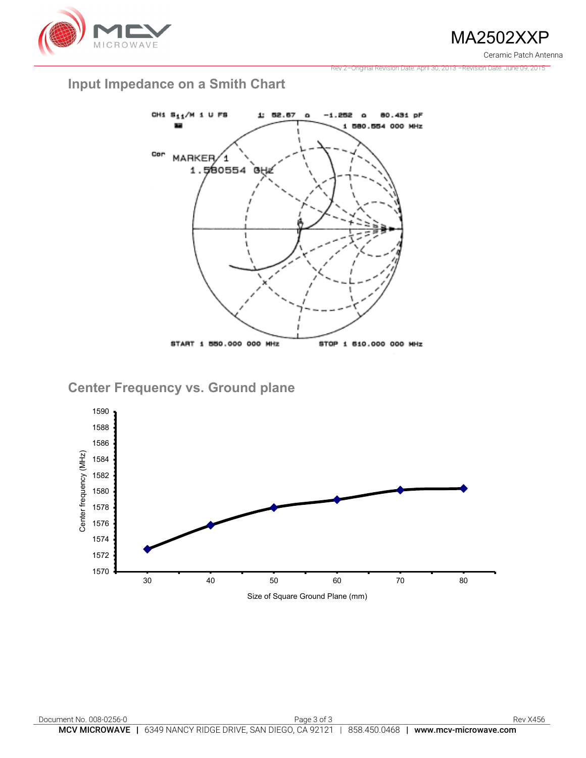## Input Impedance on a Smith Chart

CH1 $S_{11}$/M 1 U FS 1: 52.67 Ω −1.252 Ω 80.431 pF

1 580.554 000 MHz

Cor

MARKER 1

1.580554 GHz

START 1 550.000 000 MHz

STOP 1 610.000 000 MHz

## Center Frequency vs. Ground plane

Center frequency (MHz)

1590

1588

1586

1584

1582

1580

1578

1576

1574

1572

1570

30

40

50

60

70

80

Size of Square Ground Plane (mm)